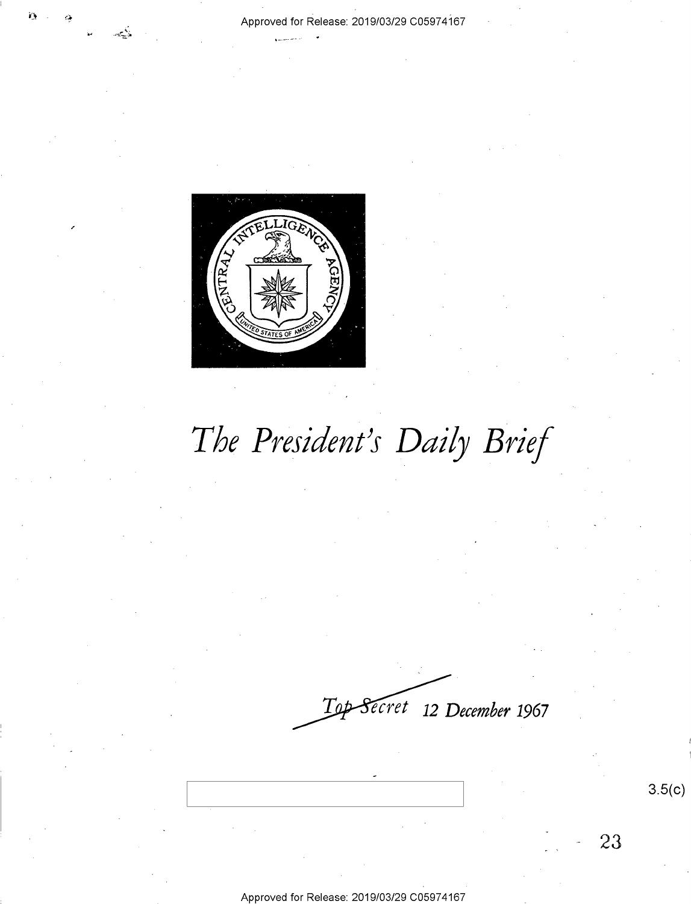Approved for Release: 2019/03/29 C05974167

# The President's Daily Brief

Top Secret 12 December 1967

3.5(c)

23

Approved for Release: 2019/03/29 C05974167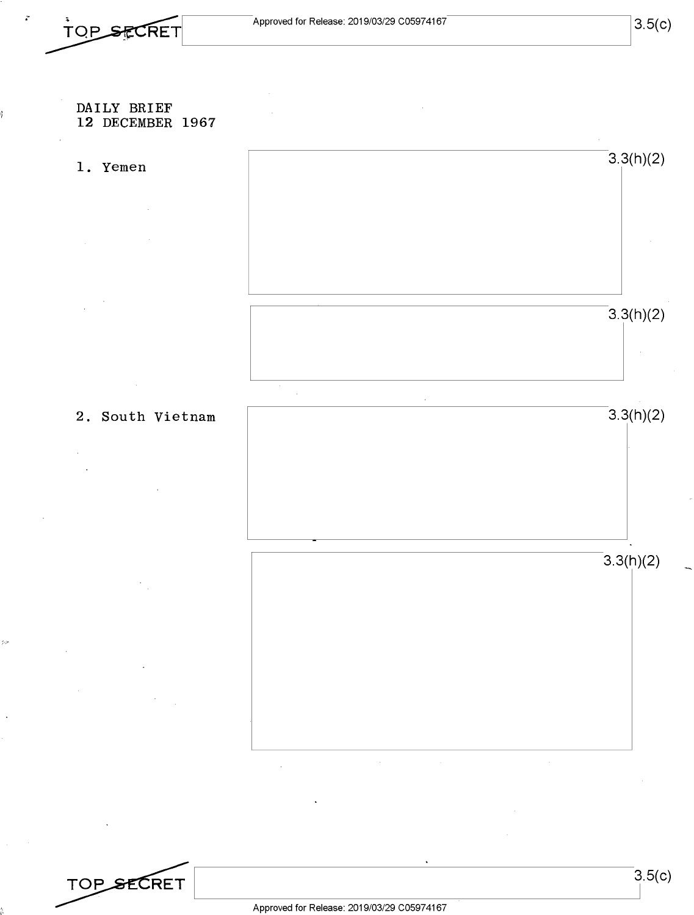DAILY BRIEF
12 DECEMBER 1967

1. Yemen

3.3(h)(2)

3.3(h)(2)

2. South Vietnam

3.3(h)(2)

3.3(h)(2)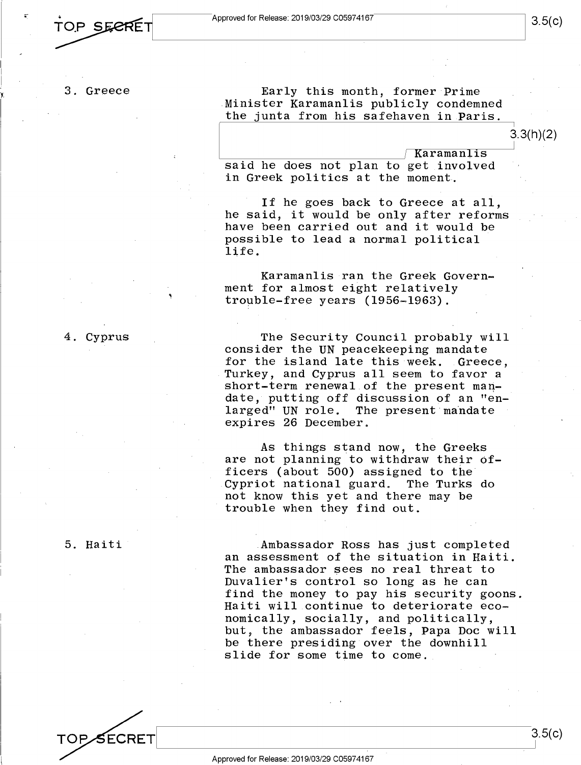3. Greece

Early this month, former Prime Minister Karamanlis publicly condemned the junta from his safehaven in Paris.

3.3(h)(2)

Karamanlis said he does not plan to get involved in Greek politics at the moment.

If he goes back to Greece at all, he said, it would be only after reforms have been carried out and it would be possible to lead a normal political life.

Karamanlis ran the Greek Government for almost eight relatively trouble-free years (1956-1963).

4. Cyprus

The Security Council probably will consider the UN peacekeeping mandate for the island late this week. Greece, Turkey, and Cyprus all seem to favor a short-term renewal of the present mandate, putting off discussion of an "enlarged" UN role. The present mandate expires 26 December.

As things stand now, the Greeks are not planning to withdraw their officers (about 500) assigned to the Cypriot national guard. The Turks do not know this yet and there may be trouble when they find out.

5. Haiti

Ambassador Ross has just completed an assessment of the situation in Haiti. The ambassador sees no real threat to Duvalier's control so long as he can find the money to pay his security goons. Haiti will continue to deteriorate economically, socially, and politically, but, the ambassador feels, Papa Doc will be there presiding over the downhill slide for some time to come.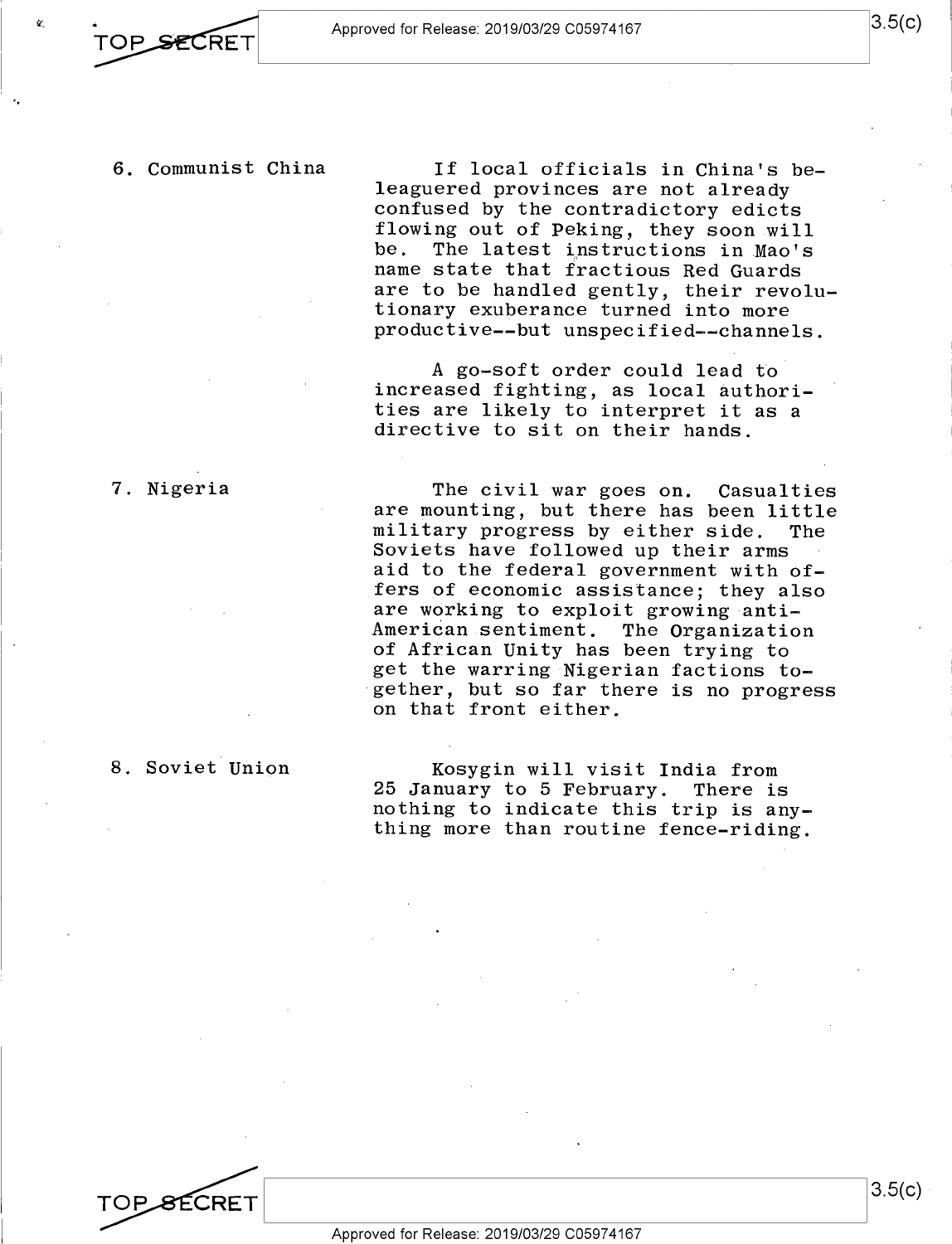6. Communist China

If local officials in China's beleaguered provinces are not already confused by the contradictory edicts flowing out of Peking, they soon will be. The latest instructions in Mao's name state that fractious Red Guards are to be handled gently, their revolutionary exuberance turned into more productive--but unspecified--channels.

A go-soft order could lead to increased fighting, as local authorities are likely to interpret it as a directive to sit on their hands.

7. Nigeria

The civil war goes on. Casualties are mounting, but there has been little military progress by either side. The Soviets have followed up their arms aid to the federal government with offers of economic assistance; they also are working to exploit growing anti-American sentiment. The Organization of African Unity has been trying to get the warring Nigerian factions together, but so far there is no progress on that front either.

8. Soviet Union

Kosygin will visit India from 25 January to 5 February. There is nothing to indicate this trip is anything more than routine fence-riding.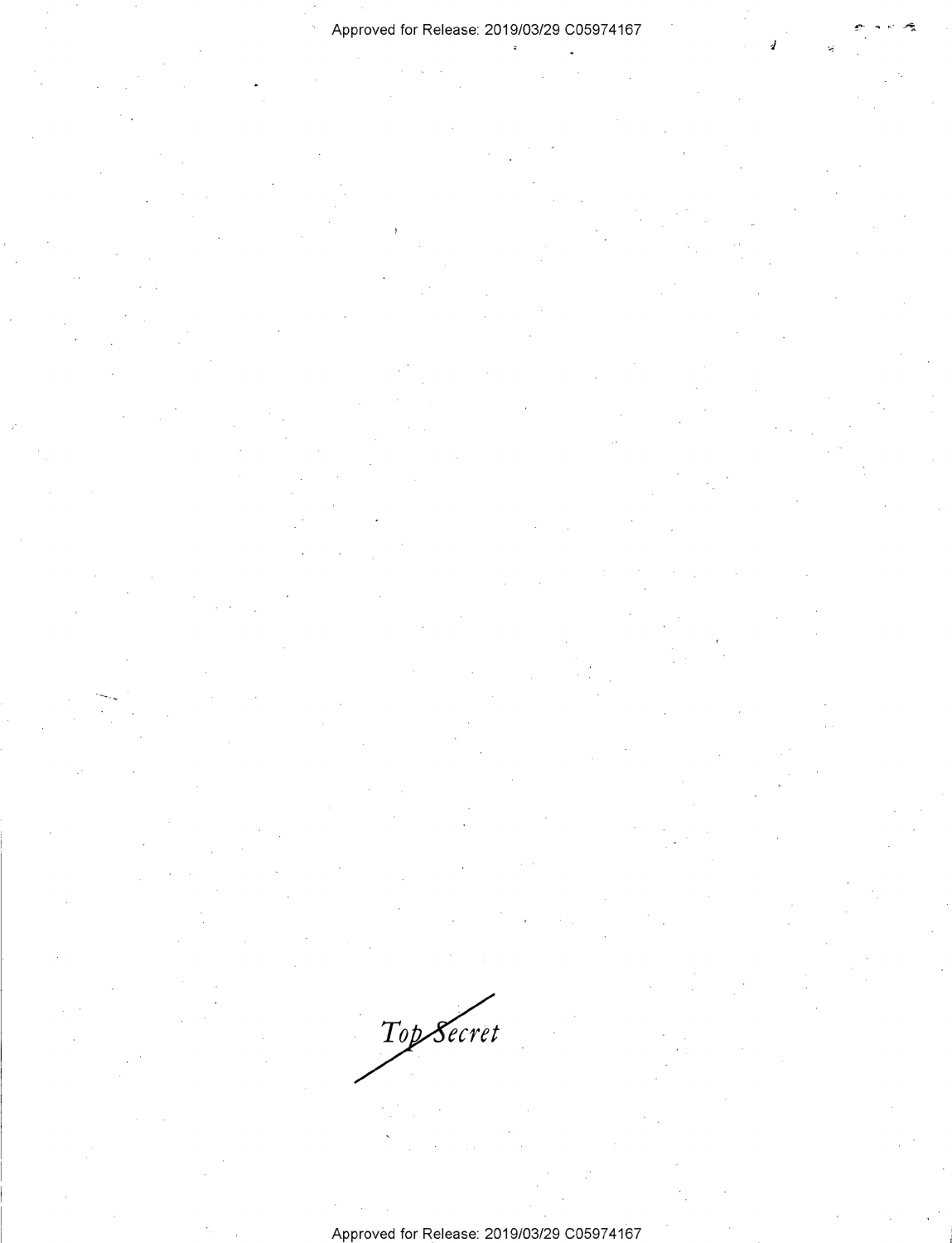Top Secret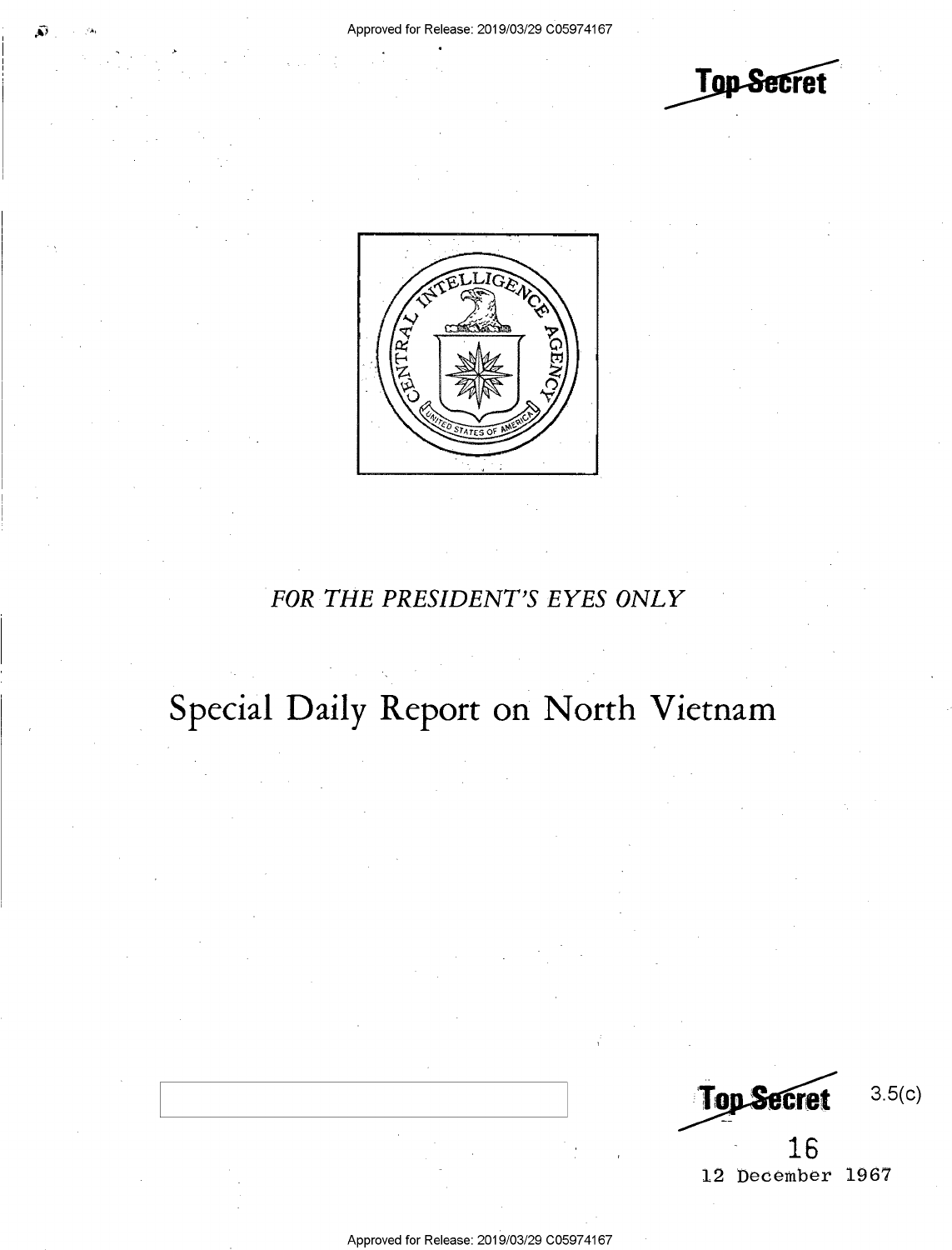Top Secret

FOR THE PRESIDENT'S EYES ONLY

# Special Daily Report on North Vietnam

Top Secret 3.5(c)

16

12 December 1967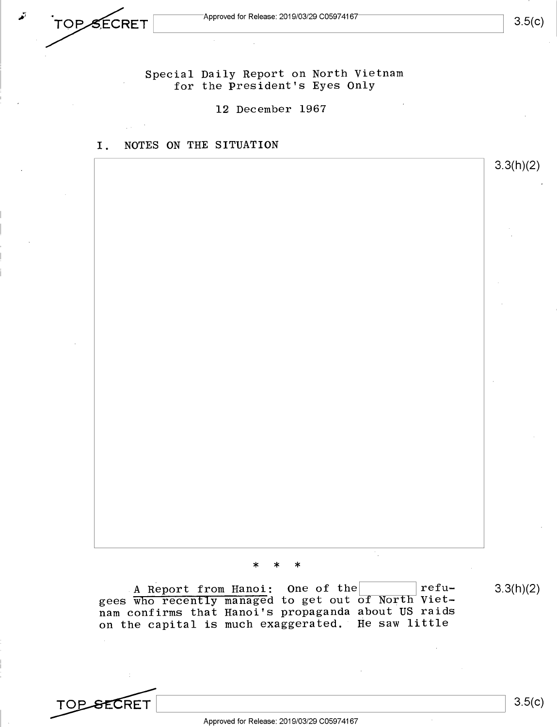TOP SECRET

Special Daily Report on North Vietnam
for the President's Eyes Only

12 December 1967

## I. NOTES ON THE SITUATION

*   *   *

A Report from Hanoi: One of the refugees who recently managed to get out of North Vietnam confirms that Hanoi's propaganda about US raids on the capital is much exaggerated. He saw little

TOP SECRET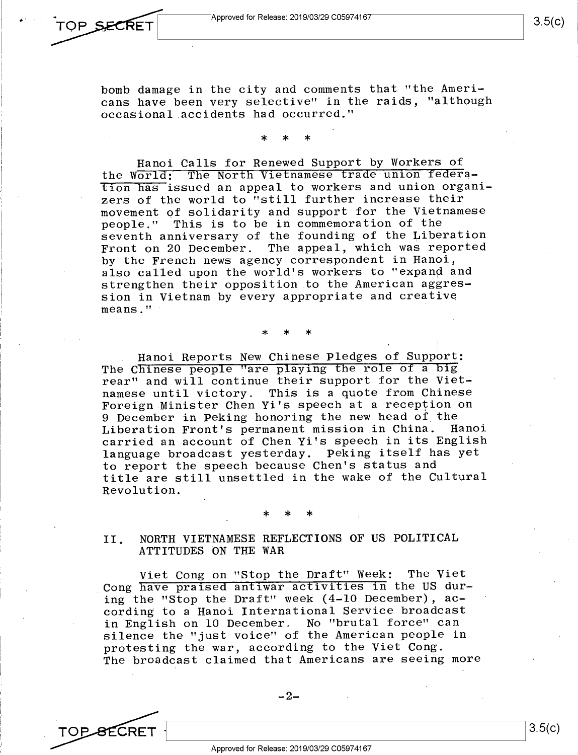bomb damage in the city and comments that "the Americans have been very selective" in the raids, "although occasional accidents had occurred."

\* \* \*

Hanoi Calls for Renewed Support by Workers of the World: The North Vietnamese trade union federation has issued an appeal to workers and union organizers of the world to "still further increase their movement of solidarity and support for the Vietnamese people." This is to be in commemoration of the seventh anniversary of the founding of the Liberation Front on 20 December. The appeal, which was reported by the French news agency correspondent in Hanoi, also called upon the world's workers to "expand and strengthen their opposition to the American aggression in Vietnam by every appropriate and creative means."

\* \* \*

Hanoi Reports New Chinese Pledges of Support: The Chinese people "are playing the role of a big rear" and will continue their support for the Vietnamese until victory. This is a quote from Chinese Foreign Minister Chen Yi's speech at a reception on 9 December in Peking honoring the new head of the Liberation Front's permanent mission in China. Hanoi carried an account of Chen Yi's speech in its English language broadcast yesterday. Peking itself has yet to report the speech because Chen's status and title are still unsettled in the wake of the Cultural Revolution.

\* \* \*

## II. NORTH VIETNAMESE REFLECTIONS OF US POLITICAL ATTITUDES ON THE WAR

Viet Cong on "Stop the Draft" Week: The Viet Cong have praised antiwar activities in the US during the "Stop the Draft" week (4-10 December), according to a Hanoi International Service broadcast in English on 10 December. No "brutal force" can silence the "just voice" of the American people in protesting the war, according to the Viet Cong. The broadcast claimed that Americans are seeing more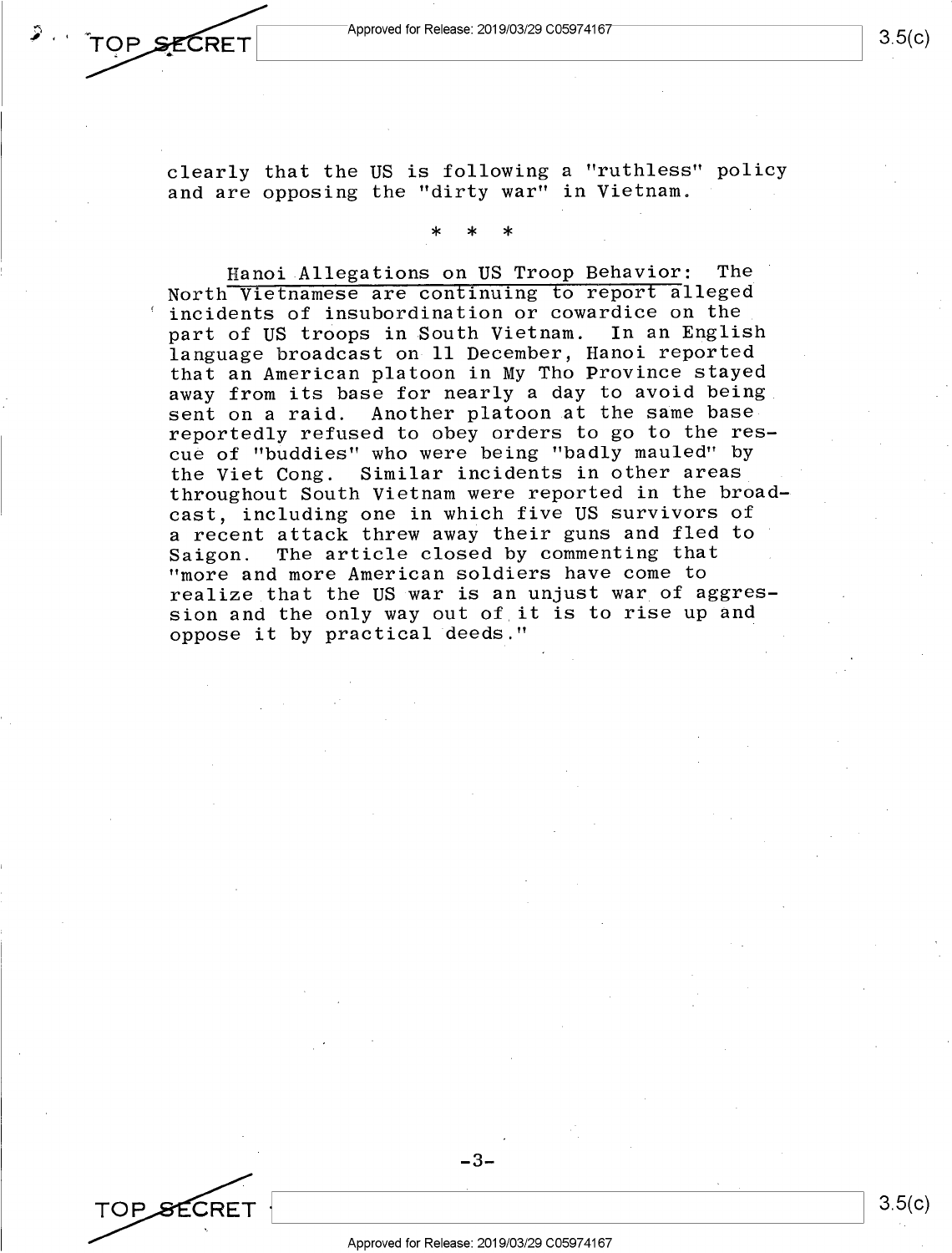clearly that the US is following a "ruthless" policy and are opposing the "dirty war" in Vietnam.

\* \* \*

<u>Hanoi Allegations on US Troop Behavior</u>: The North Vietnamese are continuing to report alleged incidents of insubordination or cowardice on the part of US troops in South Vietnam. In an English language broadcast on 11 December, Hanoi reported that an American platoon in My Tho Province stayed away from its base for nearly a day to avoid being sent on a raid. Another platoon at the same base reportedly refused to obey orders to go to the rescue of "buddies" who were being "badly mauled" by the Viet Cong. Similar incidents in other areas throughout South Vietnam were reported in the broadcast, including one in which five US survivors of a recent attack threw away their guns and fled to Saigon. The article closed by commenting that "more and more American soldiers have come to realize that the US war is an unjust war of aggression and the only way out of it is to rise up and oppose it by practical deeds."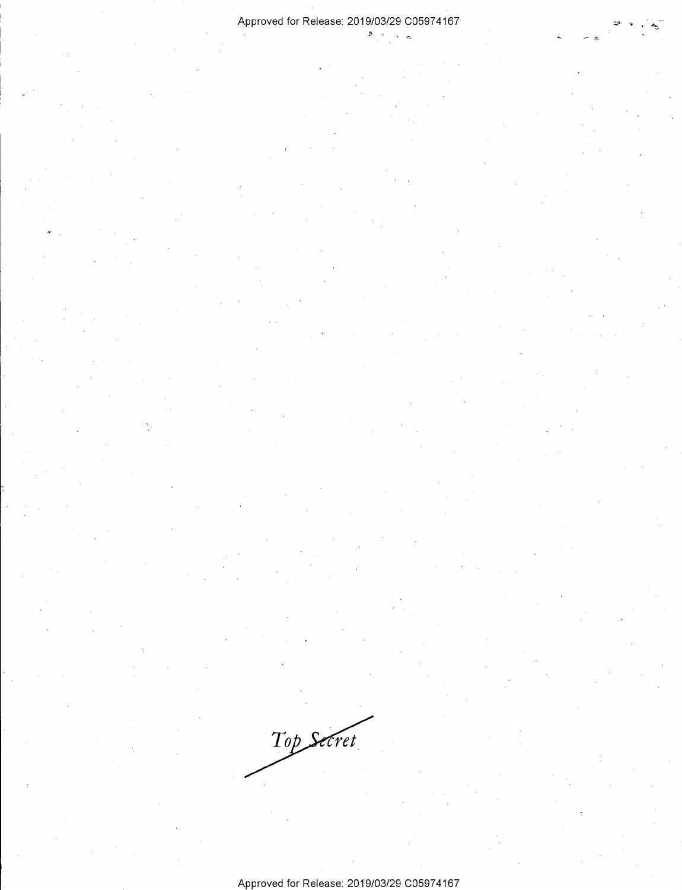*Top Secret*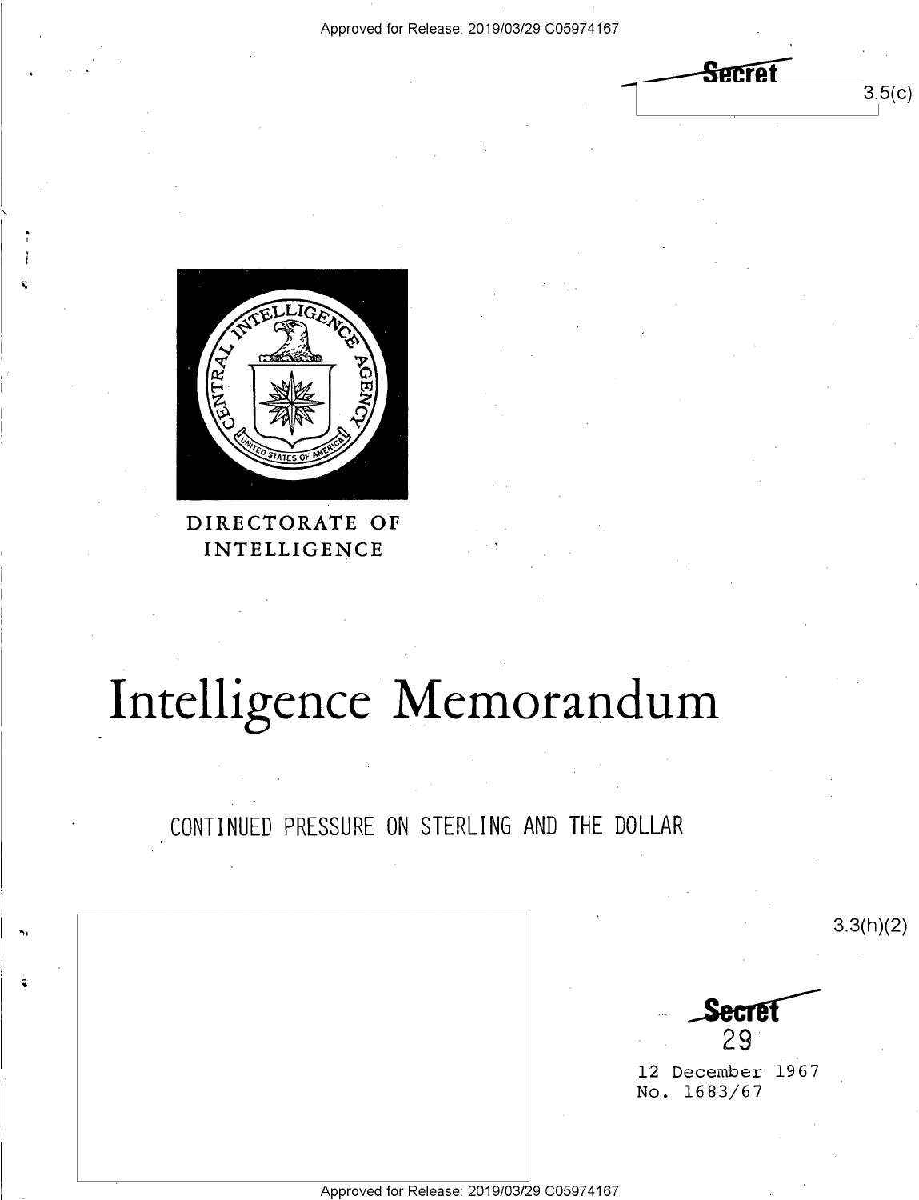Secret

3.5(c)

DIRECTORATE OF INTELLIGENCE

# Intelligence Memorandum

## CONTINUED PRESSURE ON STERLING AND THE DOLLAR

3.3(h)(2)

Secret

29

12 December 1967
No. 1683/67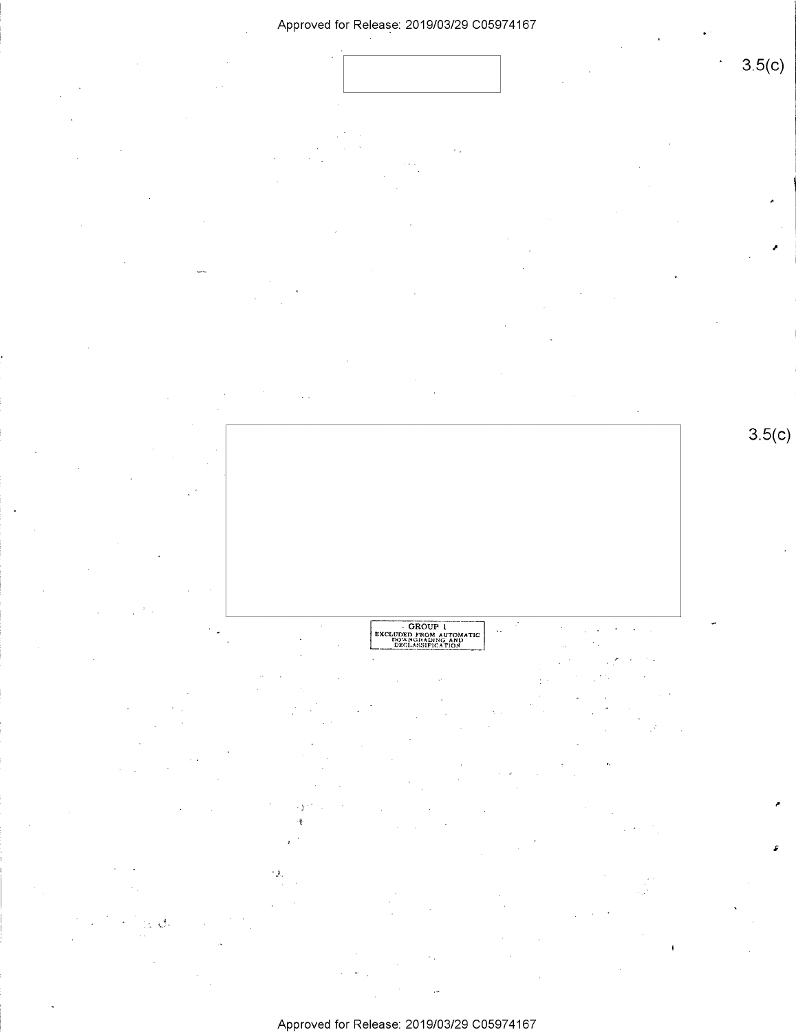3.5(c)

3.5(c)

GROUP 1
EXCLUDED FROM AUTOMATIC
DOWNGRADING AND
DECLASSIFICATION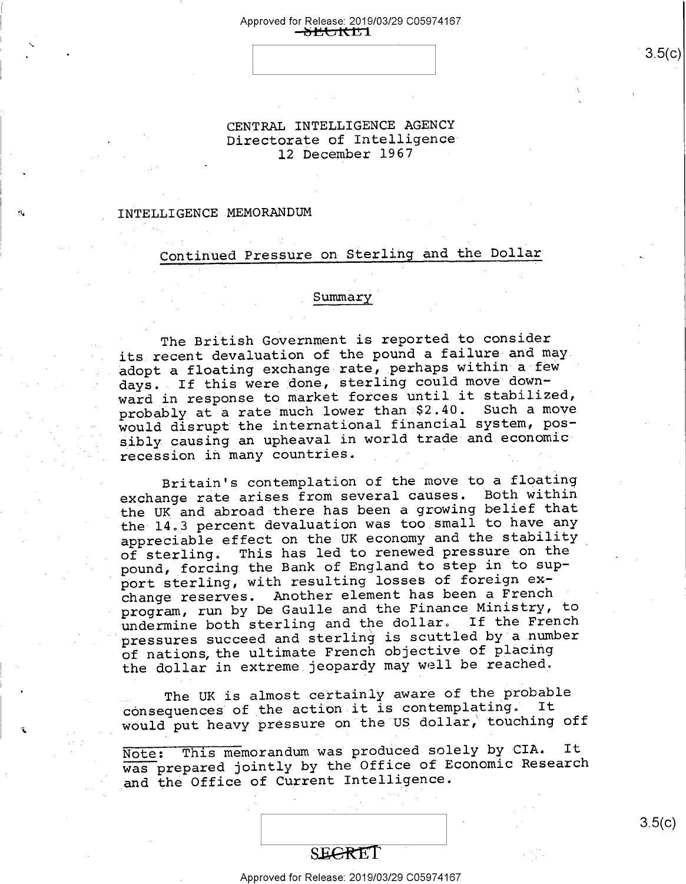CENTRAL INTELLIGENCE AGENCY
Directorate of Intelligence
12 December 1967

INTELLIGENCE MEMORANDUM

## Continued Pressure on Sterling and the Dollar

### Summary

The British Government is reported to consider its recent devaluation of the pound a failure and may adopt a floating exchange rate, perhaps within a few days. If this were done, sterling could move downward in response to market forces until it stabilized, probably at a rate much lower than $2.40. Such a move would disrupt the international financial system, possibly causing an upheaval in world trade and economic recession in many countries.

Britain's contemplation of the move to a floating exchange rate arises from several causes. Both within the UK and abroad there has been a growing belief that the 14.3 percent devaluation was too small to have any appreciable effect on the UK economy and the stability of sterling. This has led to renewed pressure on the pound, forcing the Bank of England to step in to support sterling, with resulting losses of foreign exchange reserves. Another element has been a French program, run by De Gaulle and the Finance Ministry, to undermine both sterling and the dollar. If the French pressures succeed and sterling is scuttled by a number of nations, the ultimate French objective of placing the dollar in extreme jeopardy may well be reached.

The UK is almost certainly aware of the probable consequences of the action it is contemplating. It would put heavy pressure on the US dollar, touching off

Note: This memorandum was produced solely by CIA. It was prepared jointly by the Office of Economic Research and the Office of Current Intelligence.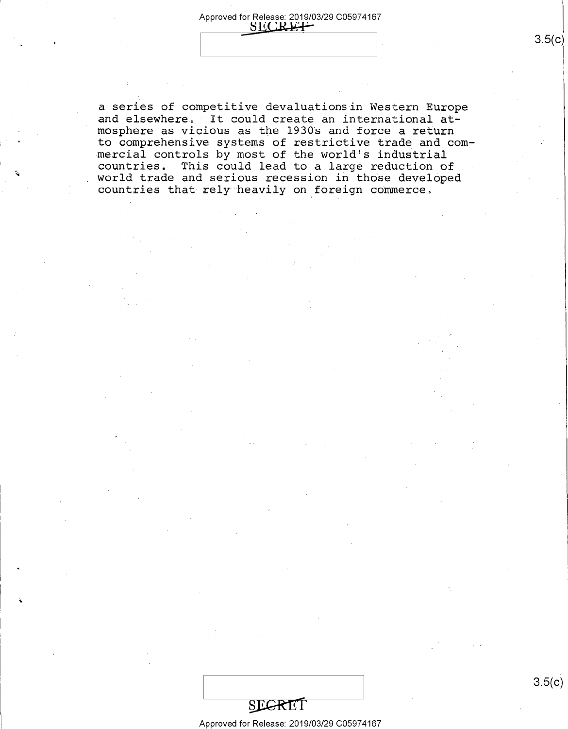a series of competitive devaluations in Western Europe and elsewhere. It could create an international atmosphere as vicious as the 1930s and force a return to comprehensive systems of restrictive trade and commercial controls by most of the world's industrial countries. This could lead to a large reduction of world trade and serious recession in those developed countries that rely heavily on foreign commerce.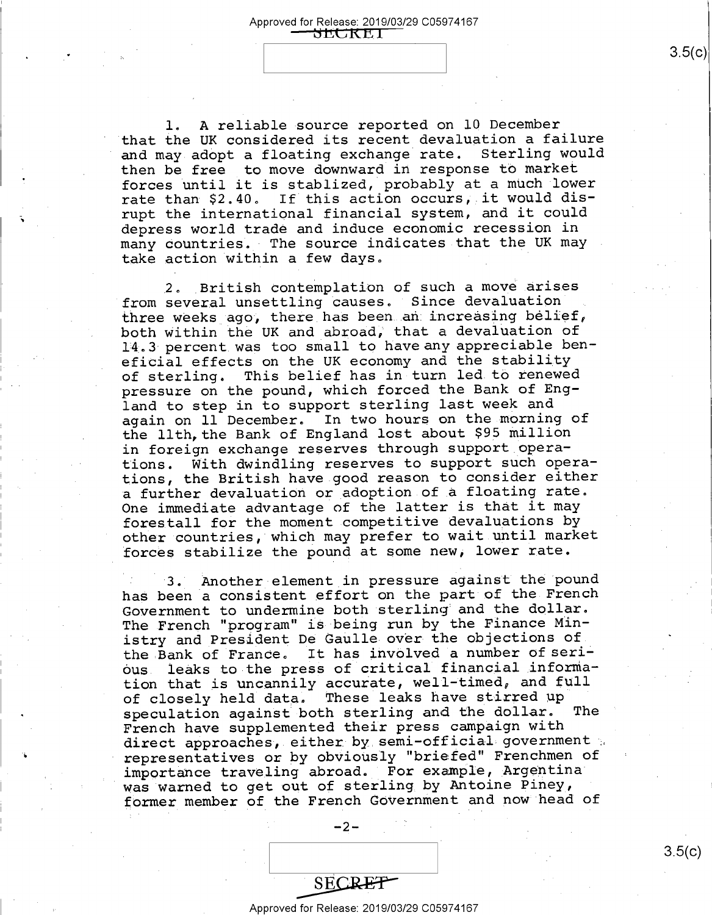1. A reliable source reported on 10 December that the UK considered its recent devaluation a failure and may adopt a floating exchange rate. Sterling would then be free to move downward in response to market forces until it is stablized, probably at a much lower rate than $2.40. If this action occurs, it would disrupt the international financial system, and it could depress world trade and induce economic recession in many countries. The source indicates that the UK may take action within a few days.

2. British contemplation of such a move arises from several unsettling causes. Since devaluation three weeks ago, there has been an increasing belief, both within the UK and abroad, that a devaluation of 14.3 percent was too small to have any appreciable beneficial effects on the UK economy and the stability of sterling. This belief has in turn led to renewed pressure on the pound, which forced the Bank of England to step in to support sterling last week and again on 11 December. In two hours on the morning of the 11th, the Bank of England lost about $95 million in foreign exchange reserves through support operations. With dwindling reserves to support such operations, the British have good reason to consider either a further devaluation or adoption of a floating rate. One immediate advantage of the latter is that it may forestall for the moment competitive devaluations by other countries, which may prefer to wait until market forces stabilize the pound at some new, lower rate.

3. Another element in pressure against the pound has been a consistent effort on the part of the French Government to undermine both sterling and the dollar. The French "program" is being run by the Finance Ministry and President De Gaulle over the objections of the Bank of France. It has involved a number of serious leaks to the press of critical financial information that is uncannily accurate, well-timed, and full of closely held data. These leaks have stirred up speculation against both sterling and the dollar. The French have supplemented their press campaign with direct approaches, either by semi-official government representatives or by obviously "briefed" Frenchmen of importance traveling abroad. For example, Argentina was warned to get out of sterling by Antoine Piney, former member of the French Government and now head of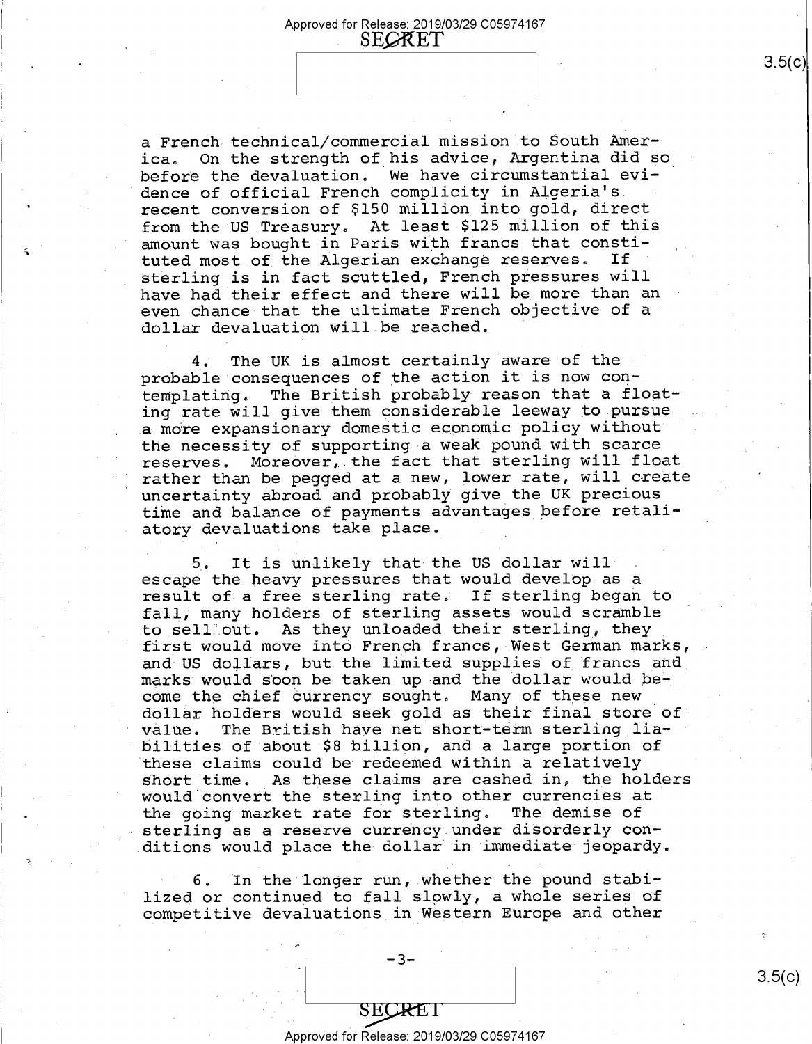a French technical/commercial mission to South America. On the strength of his advice, Argentina did so before the devaluation. We have circumstantial evidence of official French complicity in Algeria's recent conversion of $150 million into gold, direct from the US Treasury. At least $125 million of this amount was bought in Paris with francs that constituted most of the Algerian exchange reserves. If sterling is in fact scuttled, French pressures will have had their effect and there will be more than an even chance that the ultimate French objective of a dollar devaluation will be reached.

4. The UK is almost certainly aware of the probable consequences of the action it is now contemplating. The British probably reason that a floating rate will give them considerable leeway to pursue a more expansionary domestic economic policy without the necessity of supporting a weak pound with scarce reserves. Moreover, the fact that sterling will float rather than be pegged at a new, lower rate, will create uncertainty abroad and probably give the UK precious time and balance of payments advantages before retaliatory devaluations take place.

5. It is unlikely that the US dollar will escape the heavy pressures that would develop as a result of a free sterling rate. If sterling began to fall, many holders of sterling assets would scramble to sell out. As they unloaded their sterling, they first would move into French francs, West German marks, and US dollars, but the limited supplies of francs and marks would soon be taken up and the dollar would become the chief currency sought. Many of these new dollar holders would seek gold as their final store of value. The British have net short-term sterling liabilities of about $8 billion, and a large portion of these claims could be redeemed within a relatively short time. As these claims are cashed in, the holders would convert the sterling into other currencies at the going market rate for sterling. The demise of sterling as a reserve currency under disorderly conditions would place the dollar in immediate jeopardy.

6. In the longer run, whether the pound stabilized or continued to fall slowly, a whole series of competitive devaluations in Western Europe and other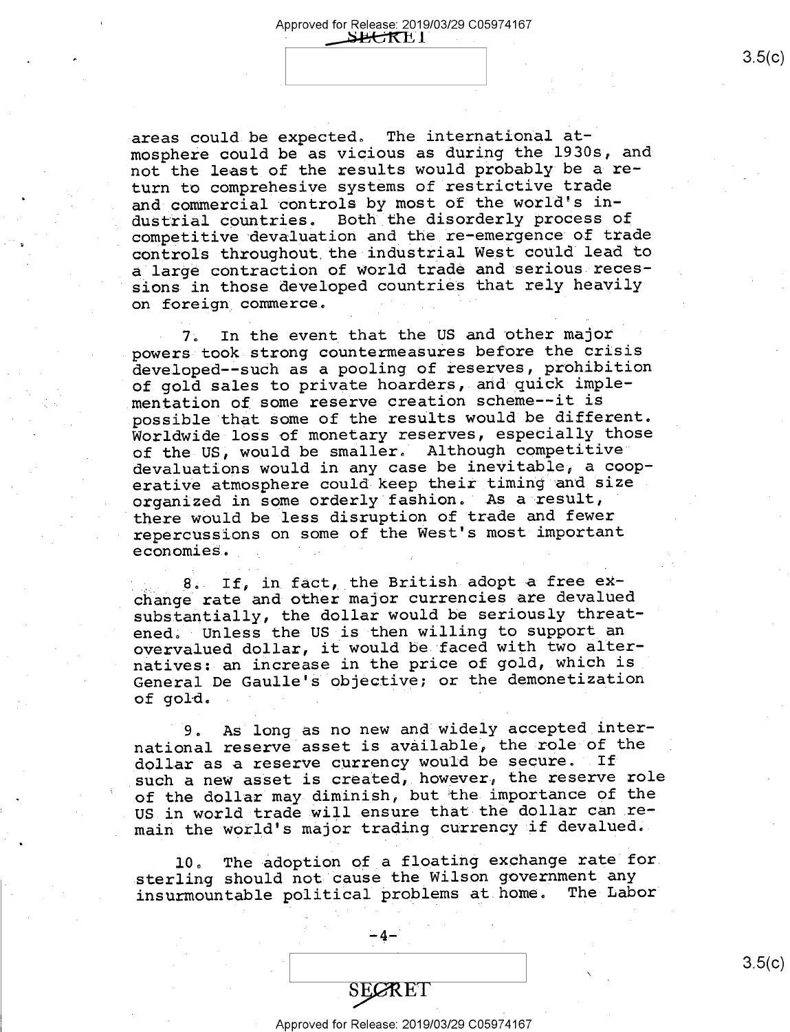areas could be expected. The international atmosphere could be as vicious as during the 1930s, and not the least of the results would probably be a return to comprehesive systems of restrictive trade and commercial controls by most of the world's industrial countries. Both the disorderly process of competitive devaluation and the re-emergence of trade controls throughout the industrial West could lead to a large contraction of world trade and serious recessions in those developed countries that rely heavily on foreign commerce.

7. In the event that the US and other major powers took strong countermeasures before the crisis developed--such as a pooling of reserves, prohibition of gold sales to private hoarders, and quick implementation of some reserve creation scheme--it is possible that some of the results would be different. Worldwide loss of monetary reserves, especially those of the US, would be smaller. Although competitive devaluations would in any case be inevitable, a cooperative atmosphere could keep their timing and size organized in some orderly fashion. As a result, there would be less disruption of trade and fewer repercussions on some of the West's most important economies.

8. If, in fact, the British adopt a free exchange rate and other major currencies are devalued substantially, the dollar would be seriously threatened. Unless the US is then willing to support an overvalued dollar, it would be faced with two alternatives: an increase in the price of gold, which is General De Gaulle's objective; or the demonetization of gold.

9. As long as no new and widely accepted international reserve asset is available, the role of the dollar as a reserve currency would be secure. If such a new asset is created, however, the reserve role of the dollar may diminish, but the importance of the US in world trade will ensure that the dollar can remain the world's major trading currency if devalued.

10. The adoption of a floating exchange rate for sterling should not cause the Wilson government any insurmountable political problems at home. The Labor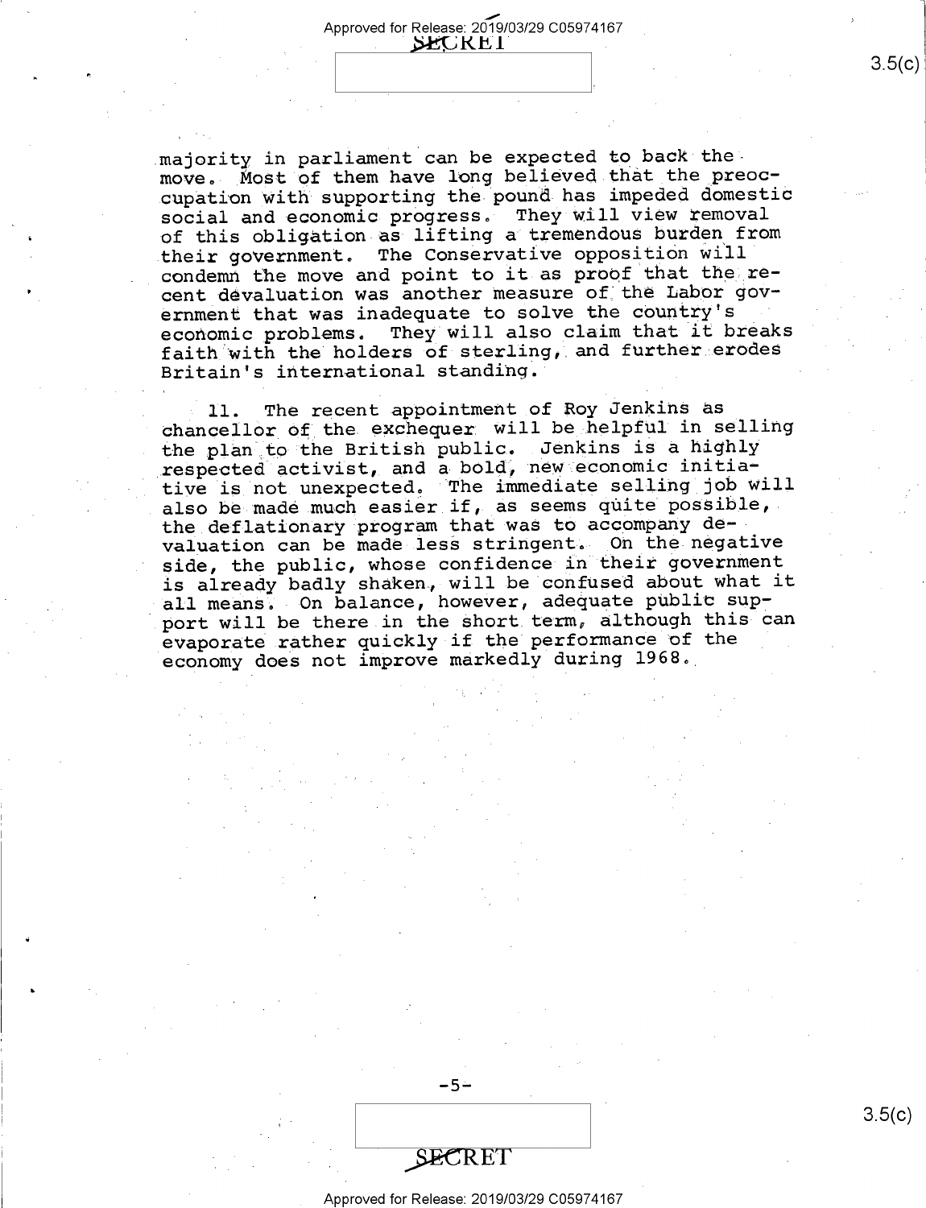majority in parliament can be expected to back the move. Most of them have long believed that the preoccupation with supporting the pound has impeded domestic social and economic progress. They will view removal of this obligation as lifting a tremendous burden from their government. The Conservative opposition will condemn the move and point to it as proof that the recent devaluation was another measure of the Labor government that was inadequate to solve the country's economic problems. They will also claim that it breaks faith with the holders of sterling, and further erodes Britain's international standing.

11. The recent appointment of Roy Jenkins as chancellor of the exchequer will be helpful in selling the plan to the British public. Jenkins is a highly respected activist, and a bold, new economic initiative is not unexpected. The immediate selling job will also be made much easier if, as seems quite possible, the deflationary program that was to accompany devaluation can be made less stringent. On the negative side, the public, whose confidence in their government is already badly shaken, will be confused about what it all means. On balance, however, adequate public support will be there in the short term, although this can evaporate rather quickly if the performance of the economy does not improve markedly during 1968.